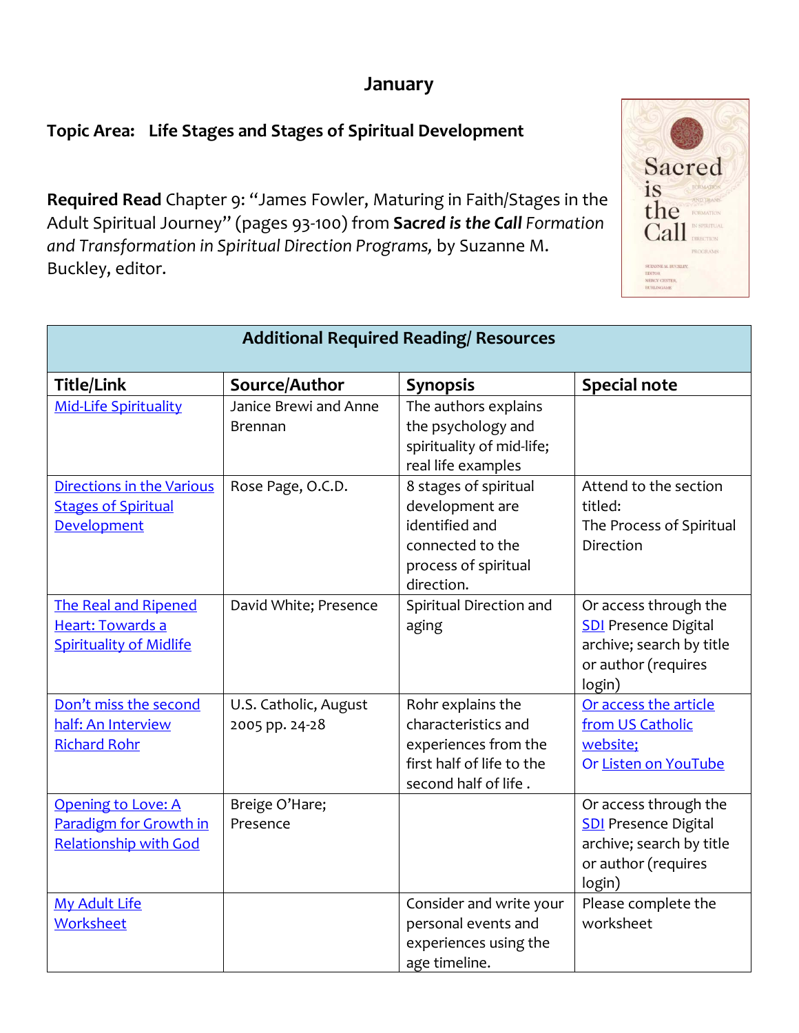# January

**Topic Area: Life Stages and Stages of Spiritual Development**

**Required Read** Chapter 9: "James Fowler, Maturing in Faith/Stages in the Adult Spiritual Journey" (pages 93-100) from ***Sacred is the Call*** *Formation and Transformation in Spiritual Direction Programs,* by Suzanne M. Buckley, editor.

| Additional Required Reading/ Resources | | | |
|---|---|---|---|
| **Title/Link** | **Source/Author** | **Synopsis** | **Special note** |
| Mid-Life Spirituality | Janice Brewi and Anne Brennan | The authors explains the psychology and spirituality of mid-life; real life examples | |
| Directions in the Various Stages of Spiritual Development | Rose Page, O.C.D. | 8 stages of spiritual development are identified and connected to the process of spiritual direction. | Attend to the section titled: The Process of Spiritual Direction |
| The Real and Ripened Heart: Towards a Spirituality of Midlife | David White; Presence | Spiritual Direction and aging | Or access through the SDI Presence Digital archive; search by title or author (requires login) |
| Don't miss the second half: An Interview Richard Rohr | U.S. Catholic, August 2005 pp. 24-28 | Rohr explains the characteristics and experiences from the first half of life to the second half of life . | Or access the article from US Catholic website; Or Listen on YouTube |
| Opening to Love: A Paradigm for Growth in Relationship with God | Breige O'Hare; Presence | | Or access through the SDI Presence Digital archive; search by title or author (requires login) |
| My Adult Life Worksheet | | Consider and write your personal events and experiences using the age timeline. | Please complete the worksheet |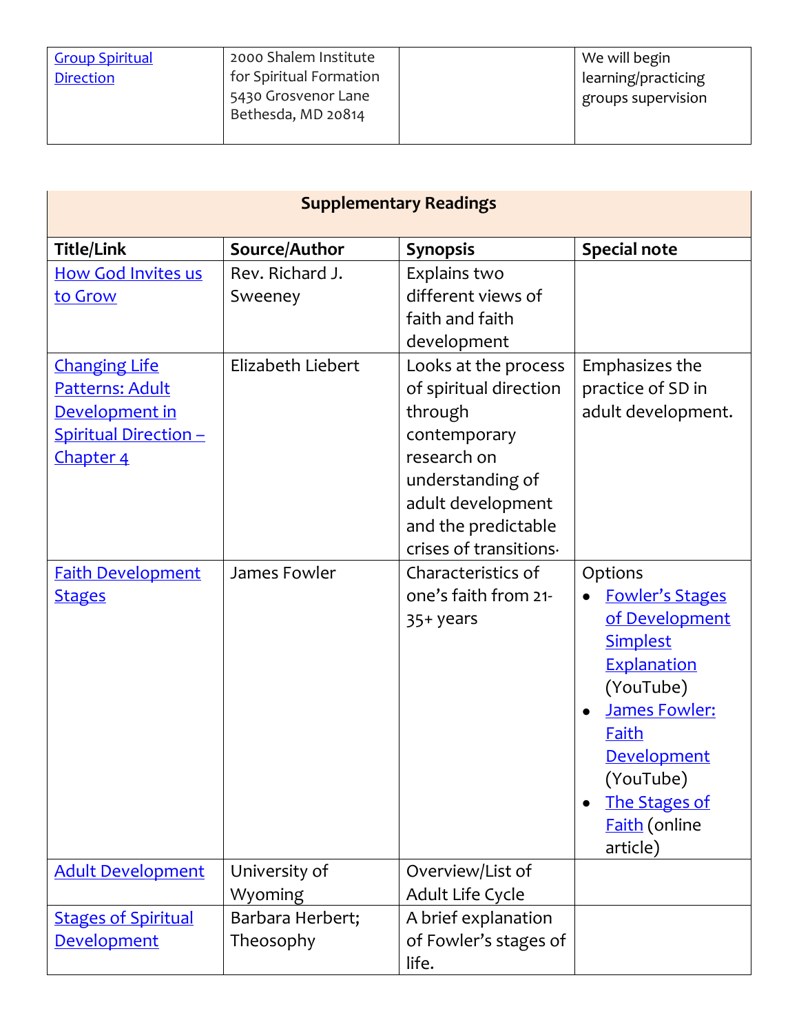| | | | |
|---|---|---|---|
| Group Spiritual Direction | 2000 Shalem Institute for Spiritual Formation 5430 Grosvenor Lane Bethesda, MD 20814 | | We will begin learning/practicing groups supervision |

| **Supplementary Readings** | | | |
|---|---|---|---|
| **Title/Link** | **Source/Author** | **Synopsis** | **Special note** |
| How God Invites us to Grow | Rev. Richard J. Sweeney | Explains two different views of faith and faith development | |
| Changing Life Patterns: Adult Development in Spiritual Direction – Chapter 4 | Elizabeth Liebert | Looks at the process of spiritual direction through contemporary research on understanding of adult development and the predictable crises of transitions. | Emphasizes the practice of SD in adult development. |
| Faith Development Stages | James Fowler | Characteristics of one's faith from 21-35+ years | Options<br>• Fowler's Stages of Development Simplest Explanation (YouTube)<br>• James Fowler: Faith Development (YouTube)<br>• The Stages of Faith (online article) |
| Adult Development | University of Wyoming | Overview/List of Adult Life Cycle | |
| Stages of Spiritual Development | Barbara Herbert; Theosophy | A brief explanation of Fowler's stages of life. | |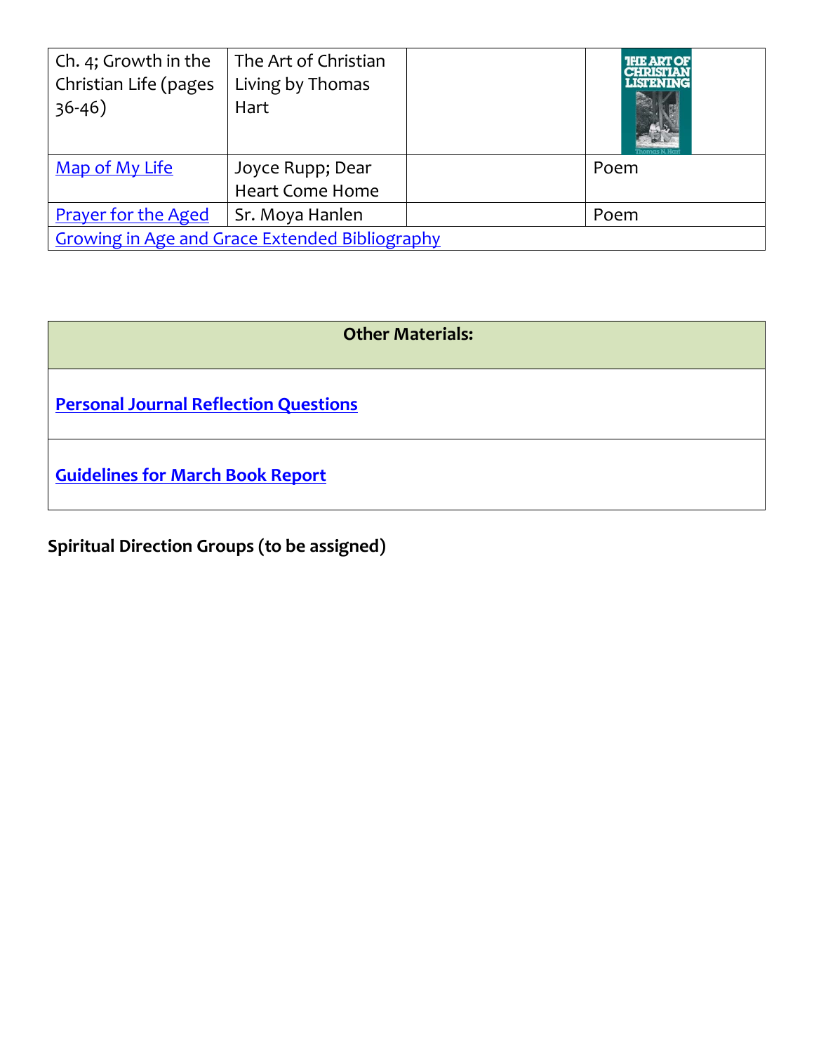| | | | |
|---|---|---|---|
| Ch. 4; Growth in the Christian Life (pages 36-46) | The Art of Christian Living by Thomas Hart | | |
| Map of My Life | Joyce Rupp; Dear Heart Come Home | | Poem |
| Prayer for the Aged | Sr. Moya Hanlen | | Poem |
| Growing in Age and Grace Extended Bibliography | | | |

| **Other Materials:** |
|---|
| **Personal Journal Reflection Questions** |
| **Guidelines for March Book Report** |

**Spiritual Direction Groups (to be assigned)**